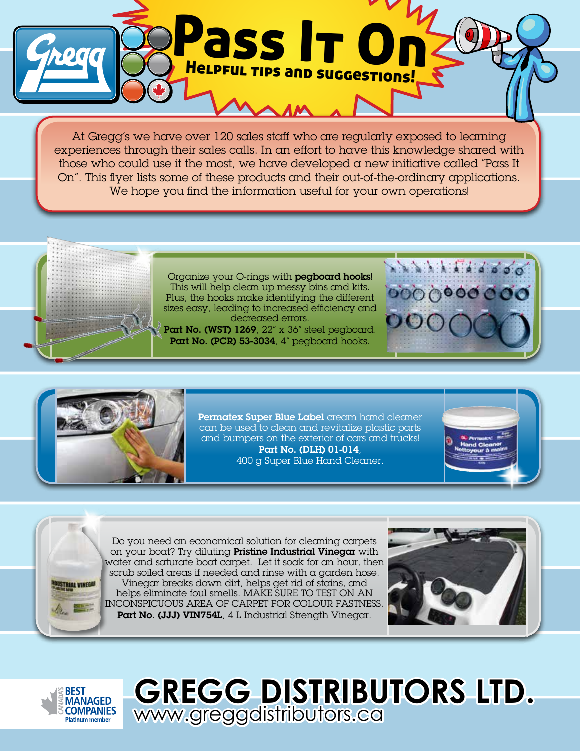# Pass It On

## Helpful tips and suggestions!

At Gregg's we have over 120 sales staff who are regularly exposed to learning experiences through their sales calls. In an effort to have this knowledge shared with those who could use it the most, we have developed a new initiative called "Pass It On". This flyer lists some of these products and their out-of-the-ordinary applications. We hope you find the information useful for your own operations!

Organize your O-rings with **pegboard hooks!** This will help clean up messy bins and kits. Plus, the hooks make identifying the different sizes easy, leading to increased efficiency and decreased errors.
**Part No. (WST) 1269**, 22″ x 36″ steel pegboard.
**Part No. (PCR) 53-3034**, 4″ pegboard hooks.

**Permatex Super Blue Label** cream hand cleaner can be used to clean and revitalize plastic parts and bumpers on the exterior of cars and trucks!
**Part No. (DLH) 01-014**, 400 g Super Blue Hand Cleaner.

Do you need an economical solution for cleaning carpets on your boat? Try diluting **Pristine Industrial Vinegar** with water and saturate boat carpet. Let it soak for an hour, then scrub soiled areas if needed and rinse with a garden hose. Vinegar breaks down dirt, helps get rid of stains, and helps eliminate foul smells. MAKE SURE TO TEST ON AN INCONSPICUOUS AREA OF CARPET FOR COLOUR FASTNESS.
**Part No. (JJJ) VIN754L**, 4 L Industrial Strength Vinegar.

Canada's Best Managed Companies Platinum member

# GREGG DISTRIBUTORS LTD.

www.greggdistributors.ca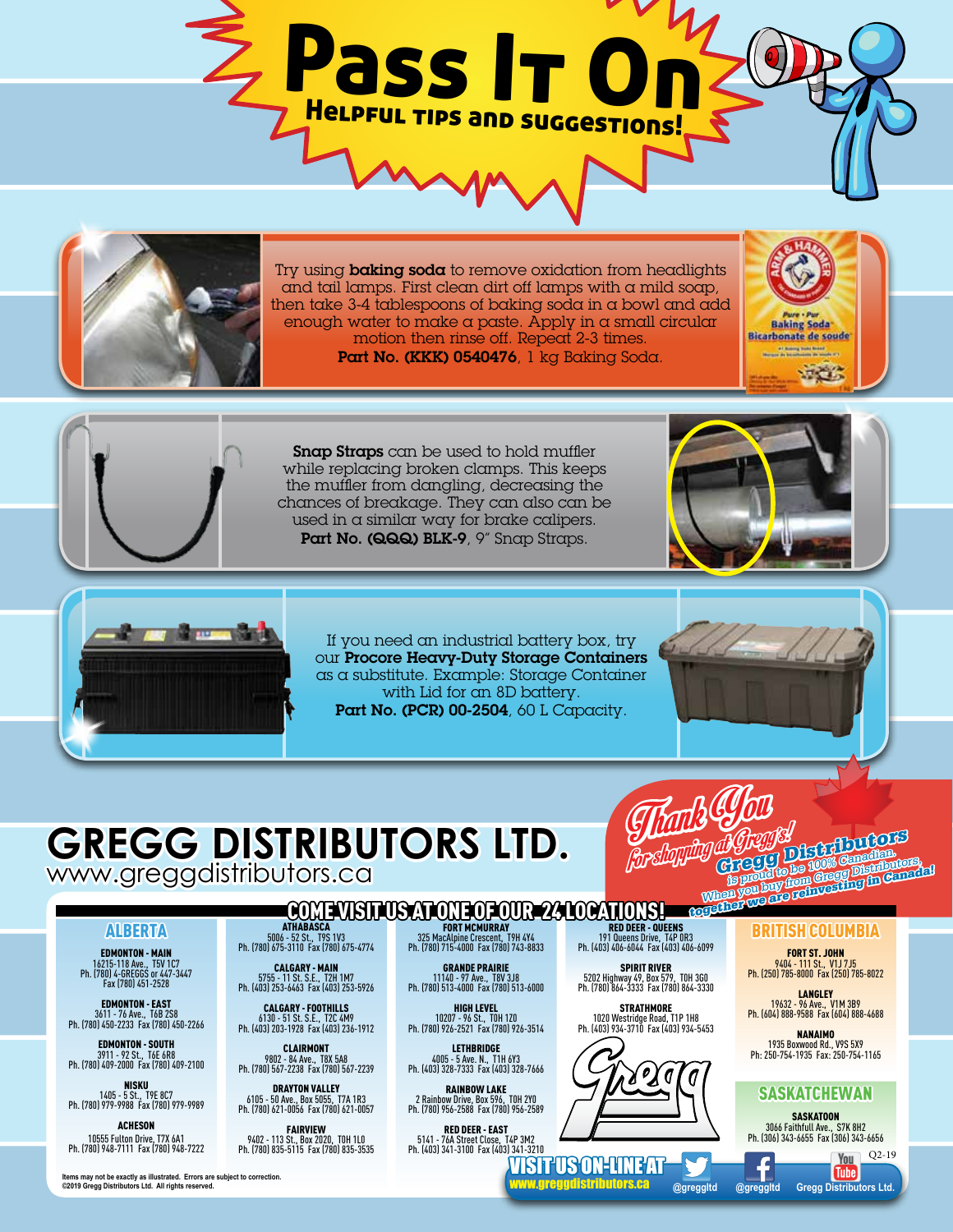# Pass It On

## Helpful tips and suggestions!

Try using **baking soda** to remove oxidation from headlights and tail lamps. First clean dirt off lamps with a mild soap, then take 3-4 tablespoons of baking soda in a bowl and add enough water to make a paste. Apply in a small circular motion then rinse off. Repeat 2-3 times.
**Part No. (KKK) 0540476**, 1 kg Baking Soda.

**Snap Straps** can be used to hold muffler while replacing broken clamps. This keeps the muffler from dangling, decreasing the chances of breakage. They can also can be used in a similar way for brake calipers.
**Part No. (QQQ) BLK-9**, 9" Snap Straps.

If you need an industrial battery box, try our **Procore Heavy-Duty Storage Containers** as a substitute. Example: Storage Container with Lid for an 8D battery.
**Part No. (PCR) 00-2504**, 60 L Capacity.

# GREGG DISTRIBUTORS LTD.

www.greggdistributors.ca

*Thank You for shopping at Gregg's!*

**Gregg Distributors** is proud to be 100% Canadian. When you buy from Gregg Distributors, together we are reinvesting in Canada!

## COME VISIT US AT ONE OF OUR 24 LOCATIONS!

### ALBERTA

**EDMONTON - MAIN**
16215-118 Ave., T5V 1C7
Ph. (780) 4-GREGGS or 447-3447
Fax (780) 451-2528

**EDMONTON - EAST**
3611 - 76 Ave., T6B 2S8
Ph. (780) 450-2233 Fax (780) 450-2266

**EDMONTON - SOUTH**
3911 - 92 St., T6E 6R8
Ph. (780) 409-2000 Fax (780) 409-2100

**NISKU**
1405 - 5 St., T9E 8C7
Ph. (780) 979-9988 Fax (780) 979-9989

**ACHESON**
10555 Fulton Drive, T7X 6A1
Ph. (780) 948-7111 Fax (780) 948-7222

**ATHABASCA**
5006 - 52 St., T9S 1V3
Ph. (780) 675-3110 Fax (780) 675-4774

**CALGARY - MAIN**
5755 - 11 St. S.E., T2H 1M7
Ph. (403) 253-6463 Fax (403) 253-5926

**CALGARY - FOOTHILLS**
6130 - 51 St. S.E., T2C 4M9
Ph. (403) 203-1928 Fax (403) 236-1912

**CLAIRMONT**
9802 - 84 Ave., T8X 5A8
Ph. (780) 567-2238 Fax (780) 567-2239

**DRAYTON VALLEY**
6105 - 50 Ave., Box 5055, T7A 1R3
Ph. (780) 621-0056 Fax (780) 621-0057

**FAIRVIEW**
9402 - 113 St., Box 2020, T0H 1L0
Ph. (780) 835-5115 Fax (780) 835-3535

**FORT MCMURRAY**
325 MacAlpine Crescent, T9H 4Y4
Ph. (780) 715-4000 Fax (780) 743-8833

**GRANDE PRAIRIE**
11140 - 97 Ave., T8V 3J8
Ph. (780) 513-4000 Fax (780) 513-6000

**HIGH LEVEL**
10207 - 96 St., T0H 1Z0
Ph. (780) 926-2521 Fax (780) 926-3514

**LETHBRIDGE**
4005 - 5 Ave. N., T1H 6Y3
Ph. (403) 328-7333 Fax (403) 328-7666

**RAINBOW LAKE**
2 Rainbow Drive, Box 596, T0H 2Y0
Ph. (780) 956-2588 Fax (780) 956-2589

**RED DEER - EAST**
5141 - 76A Street Close, T4P 3M2
Ph. (403) 341-3100 Fax (403) 341-3210

**RED DEER - QUEENS**
191 Queens Drive, T4P 0R3
Ph. (403) 406-6044 Fax (403) 406-6099

**SPIRIT RIVER**
5202 Highway 49, Box 579, T0H 3G0
Ph. (780) 864-3333 Fax (780) 864-3330

**STRATHMORE**
1020 Westridge Road, T1P 1H8
Ph. (403) 934-3710 Fax (403) 934-5453

### BRITISH COLUMBIA

**FORT ST. JOHN**
9404 - 111 St., V1J 7J5
Ph. (250) 785-8000 Fax (250) 785-8022

**LANGLEY**
19632 - 96 Ave., V1M 3B9
Ph. (604) 888-9588 Fax (604) 888-4688

**NANAIMO**
1935 Boxwood Rd., V9S 5X9
Ph: 250-754-1935 Fax: 250-754-1165

### SASKATCHEWAN

**SASKATOON**
3066 Faithfull Ave., S7K 8H2
Ph. (306) 343-6655 Fax (306) 343-6656

**VISIT US ON-LINE AT** www.greggdistributors.ca

@greggltd @greggltd Gregg Distributors Ltd.

Q2-19

Items may not be exactly as illustrated. Errors are subject to correction.
©2019 Gregg Distributors Ltd. All rights reserved.